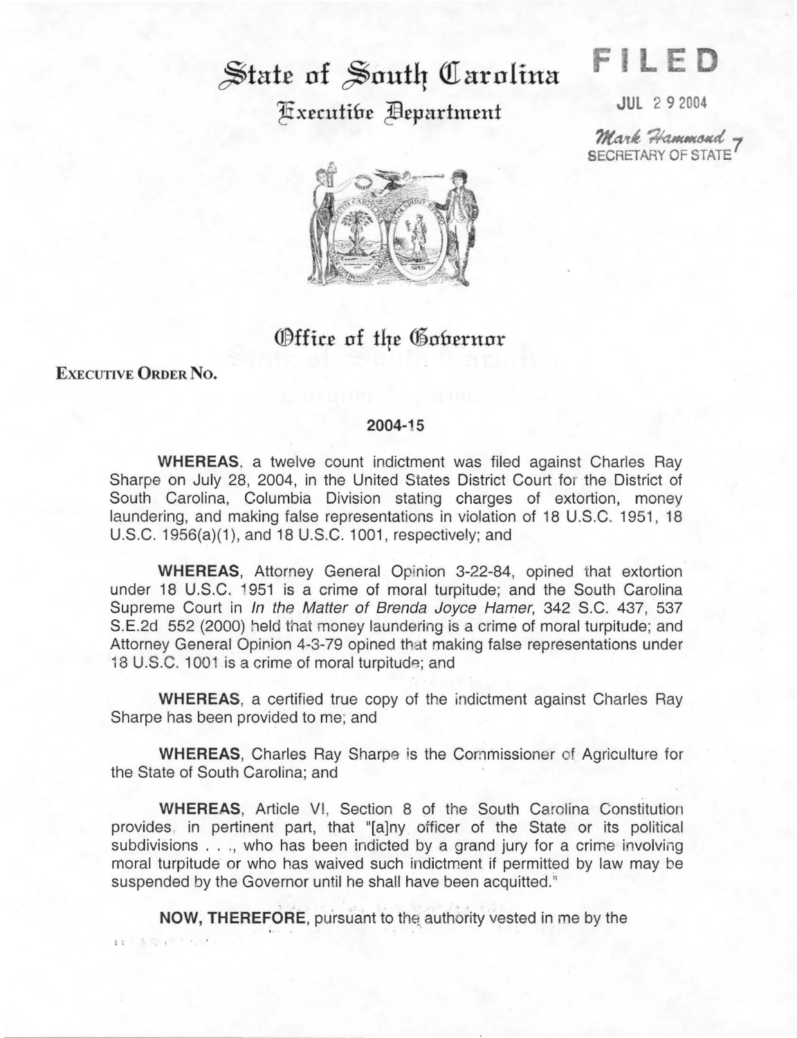# State of South Carolina

## Executive Department

FILED

JUL 29 2004

Mark Hammond
SECRETARY OF STATE

## Office of the Governor

**Executive Order No.**

**2004-15**

**WHEREAS**, a twelve count indictment was filed against Charles Ray Sharpe on July 28, 2004, in the United States District Court for the District of South Carolina, Columbia Division stating charges of extortion, money laundering, and making false representations in violation of 18 U.S.C. 1951, 18 U.S.C. 1956(a)(1), and 18 U.S.C. 1001, respectively; and

**WHEREAS**, Attorney General Opinion 3-22-84, opined that extortion under 18 U.S.C. 1951 is a crime of moral turpitude; and the South Carolina Supreme Court in *In the Matter of Brenda Joyce Hamer*, 342 S.C. 437, 537 S.E.2d 552 (2000) held that money laundering is a crime of moral turpitude; and Attorney General Opinion 4-3-79 opined that making false representations under 18 U.S.C. 1001 is a crime of moral turpitude; and

**WHEREAS**, a certified true copy of the indictment against Charles Ray Sharpe has been provided to me; and

**WHEREAS**, Charles Ray Sharpe is the Commissioner of Agriculture for the State of South Carolina; and

**WHEREAS**, Article VI, Section 8 of the South Carolina Constitution provides, in pertinent part, that "[a]ny officer of the State or its political subdivisions . . ., who has been indicted by a grand jury for a crime involving moral turpitude or who has waived such indictment if permitted by law may be suspended by the Governor until he shall have been acquitted."

**NOW, THEREFORE**, pursuant to the authority vested in me by the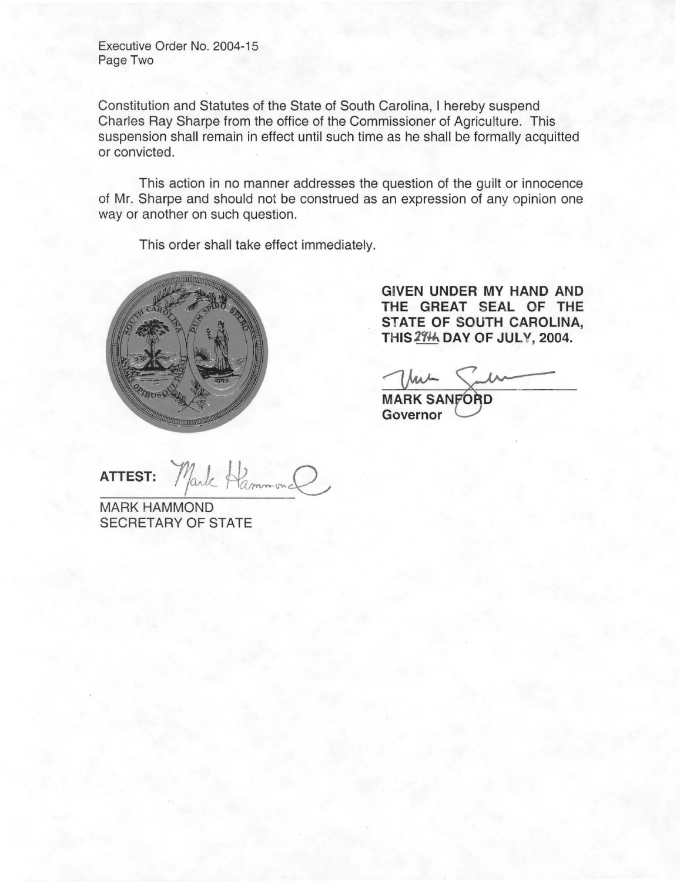Executive Order No. 2004-15
Page Two

Constitution and Statutes of the State of South Carolina, I hereby suspend Charles Ray Sharpe from the office of the Commissioner of Agriculture. This suspension shall remain in effect until such time as he shall be formally acquitted or convicted.

This action in no manner addresses the question of the guilt or innocence of Mr. Sharpe and should not be construed as an expression of any opinion one way or another on such question.

This order shall take effect immediately.

**GIVEN UNDER MY HAND AND THE GREAT SEAL OF THE STATE OF SOUTH CAROLINA, THIS 29th DAY OF JULY, 2004.**

**MARK SANFORD**
**Governor**

**ATTEST:**

MARK HAMMOND
SECRETARY OF STATE